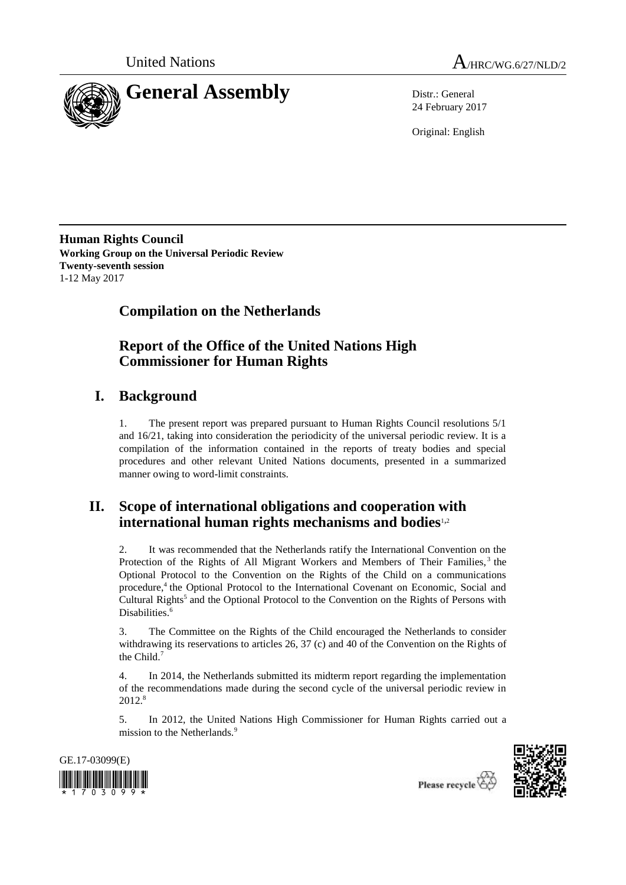United Nations A/HRC/WG.6/27/NLD/2

# General Assembly

Distr.: General
24 February 2017

Original: English

**Human Rights Council**
**Working Group on the Universal Periodic Review**
**Twenty-seventh session**
1-12 May 2017

## Compilation on the Netherlands

## Report of the Office of the United Nations High Commissioner for Human Rights

## I. Background

1. The present report was prepared pursuant to Human Rights Council resolutions 5/1 and 16/21, taking into consideration the periodicity of the universal periodic review. It is a compilation of the information contained in the reports of treaty bodies and special procedures and other relevant United Nations documents, presented in a summarized manner owing to word-limit constraints.

## II. Scope of international obligations and cooperation with international human rights mechanisms and bodies[1,2]

2. It was recommended that the Netherlands ratify the International Convention on the Protection of the Rights of All Migrant Workers and Members of Their Families,[3] the Optional Protocol to the Convention on the Rights of the Child on a communications procedure,[4] the Optional Protocol to the International Covenant on Economic, Social and Cultural Rights[5] and the Optional Protocol to the Convention on the Rights of Persons with Disabilities.[6]

3. The Committee on the Rights of the Child encouraged the Netherlands to consider withdrawing its reservations to articles 26, 37 (c) and 40 of the Convention on the Rights of the Child.[7]

4. In 2014, the Netherlands submitted its midterm report regarding the implementation of the recommendations made during the second cycle of the universal periodic review in 2012.[8]

5. In 2012, the United Nations High Commissioner for Human Rights carried out a mission to the Netherlands.[9]

GE.17-03099(E)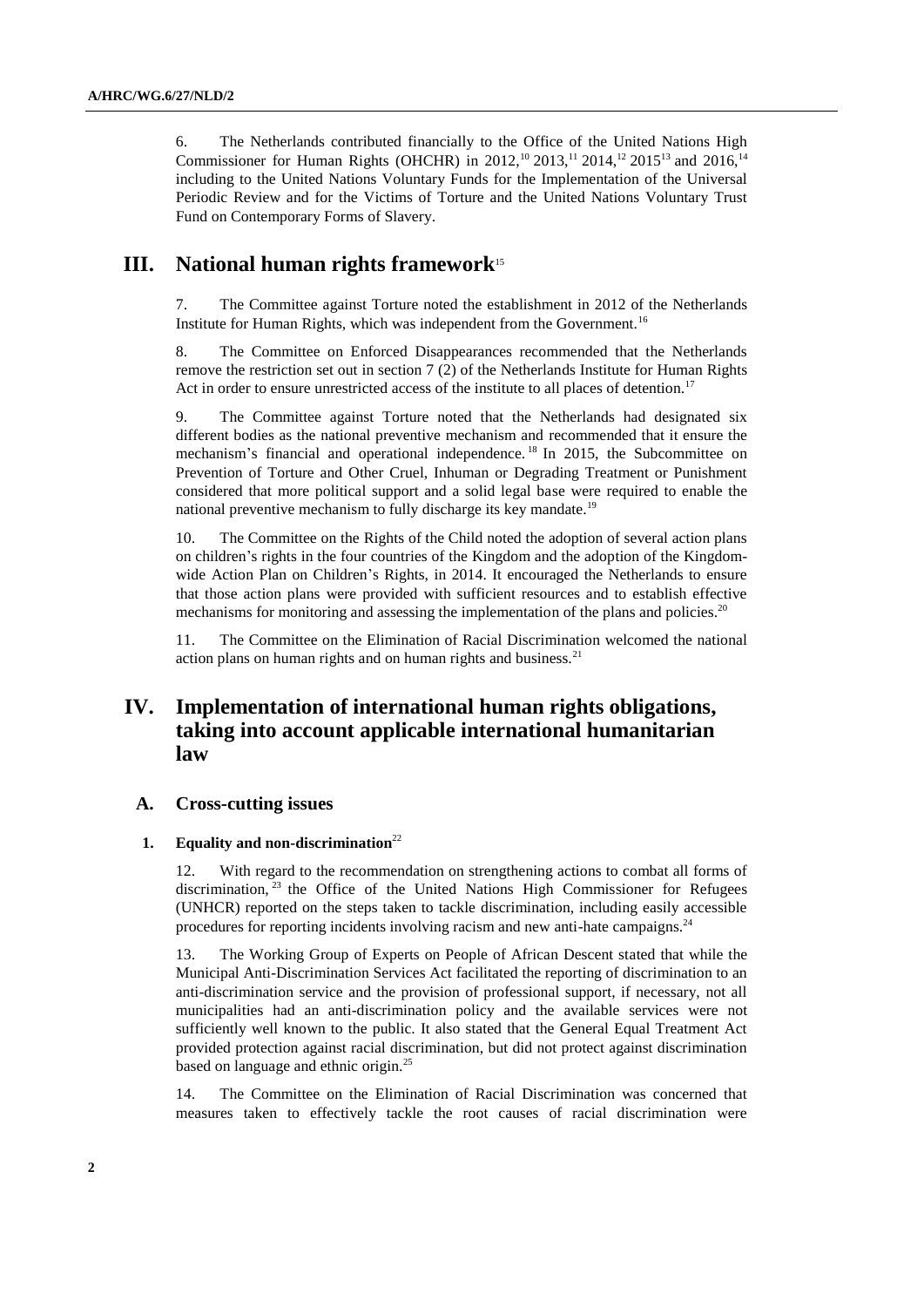6. The Netherlands contributed financially to the Office of the United Nations High Commissioner for Human Rights (OHCHR) in 2012,[10] 2013,[11] 2014,[12] 2015[13] and 2016,[14] including to the United Nations Voluntary Funds for the Implementation of the Universal Periodic Review and for the Victims of Torture and the United Nations Voluntary Trust Fund on Contemporary Forms of Slavery.

# III. National human rights framework[15]

7. The Committee against Torture noted the establishment in 2012 of the Netherlands Institute for Human Rights, which was independent from the Government.[16]

8. The Committee on Enforced Disappearances recommended that the Netherlands remove the restriction set out in section 7 (2) of the Netherlands Institute for Human Rights Act in order to ensure unrestricted access of the institute to all places of detention.[17]

9. The Committee against Torture noted that the Netherlands had designated six different bodies as the national preventive mechanism and recommended that it ensure the mechanism's financial and operational independence.[18] In 2015, the Subcommittee on Prevention of Torture and Other Cruel, Inhuman or Degrading Treatment or Punishment considered that more political support and a solid legal base were required to enable the national preventive mechanism to fully discharge its key mandate.[19]

10. The Committee on the Rights of the Child noted the adoption of several action plans on children's rights in the four countries of the Kingdom and the adoption of the Kingdom-wide Action Plan on Children's Rights, in 2014. It encouraged the Netherlands to ensure that those action plans were provided with sufficient resources and to establish effective mechanisms for monitoring and assessing the implementation of the plans and policies.[20]

11. The Committee on the Elimination of Racial Discrimination welcomed the national action plans on human rights and on human rights and business.[21]

# IV. Implementation of international human rights obligations, taking into account applicable international humanitarian law

## A. Cross-cutting issues

### 1. Equality and non-discrimination[22]

12. With regard to the recommendation on strengthening actions to combat all forms of discrimination,[23] the Office of the United Nations High Commissioner for Refugees (UNHCR) reported on the steps taken to tackle discrimination, including easily accessible procedures for reporting incidents involving racism and new anti-hate campaigns.[24]

13. The Working Group of Experts on People of African Descent stated that while the Municipal Anti-Discrimination Services Act facilitated the reporting of discrimination to an anti-discrimination service and the provision of professional support, if necessary, not all municipalities had an anti-discrimination policy and the available services were not sufficiently well known to the public. It also stated that the General Equal Treatment Act provided protection against racial discrimination, but did not protect against discrimination based on language and ethnic origin.[25]

14. The Committee on the Elimination of Racial Discrimination was concerned that measures taken to effectively tackle the root causes of racial discrimination were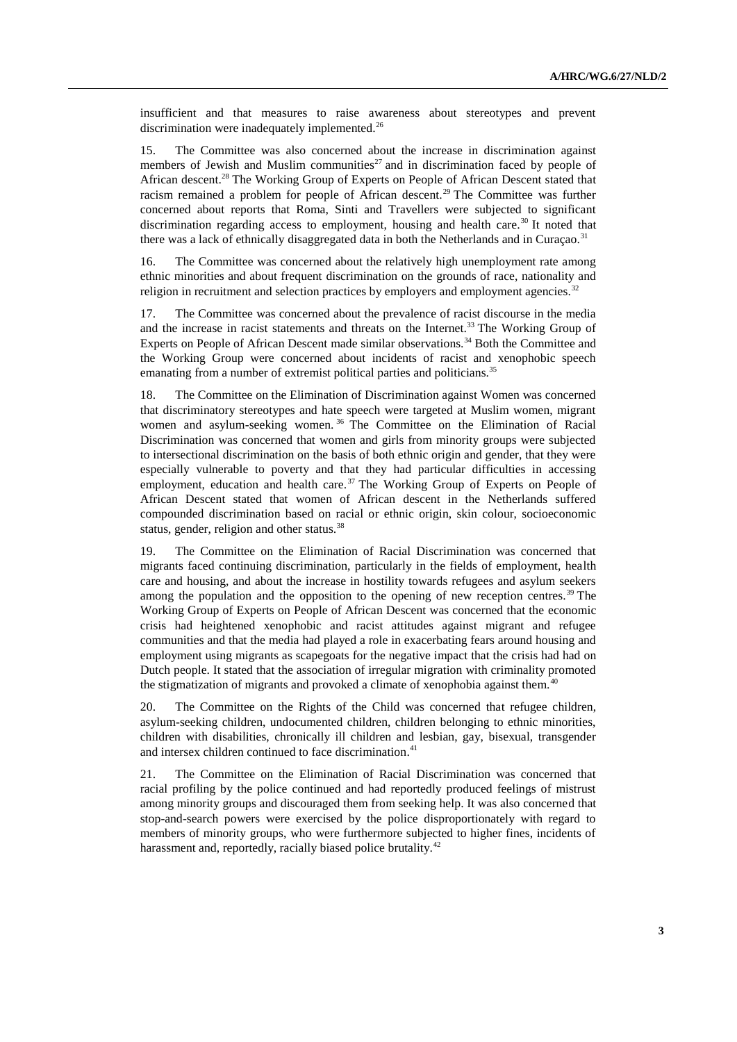insufficient and that measures to raise awareness about stereotypes and prevent discrimination were inadequately implemented.[26]

15. The Committee was also concerned about the increase in discrimination against members of Jewish and Muslim communities[27] and in discrimination faced by people of African descent.[28] The Working Group of Experts on People of African Descent stated that racism remained a problem for people of African descent.[29] The Committee was further concerned about reports that Roma, Sinti and Travellers were subjected to significant discrimination regarding access to employment, housing and health care.[30] It noted that there was a lack of ethnically disaggregated data in both the Netherlands and in Curaçao.[31]

16. The Committee was concerned about the relatively high unemployment rate among ethnic minorities and about frequent discrimination on the grounds of race, nationality and religion in recruitment and selection practices by employers and employment agencies.[32]

17. The Committee was concerned about the prevalence of racist discourse in the media and the increase in racist statements and threats on the Internet.[33] The Working Group of Experts on People of African Descent made similar observations.[34] Both the Committee and the Working Group were concerned about incidents of racist and xenophobic speech emanating from a number of extremist political parties and politicians.[35]

18. The Committee on the Elimination of Discrimination against Women was concerned that discriminatory stereotypes and hate speech were targeted at Muslim women, migrant women and asylum-seeking women.[36] The Committee on the Elimination of Racial Discrimination was concerned that women and girls from minority groups were subjected to intersectional discrimination on the basis of both ethnic origin and gender, that they were especially vulnerable to poverty and that they had particular difficulties in accessing employment, education and health care.[37] The Working Group of Experts on People of African Descent stated that women of African descent in the Netherlands suffered compounded discrimination based on racial or ethnic origin, skin colour, socioeconomic status, gender, religion and other status.[38]

19. The Committee on the Elimination of Racial Discrimination was concerned that migrants faced continuing discrimination, particularly in the fields of employment, health care and housing, and about the increase in hostility towards refugees and asylum seekers among the population and the opposition to the opening of new reception centres.[39] The Working Group of Experts on People of African Descent was concerned that the economic crisis had heightened xenophobic and racist attitudes against migrant and refugee communities and that the media had played a role in exacerbating fears around housing and employment using migrants as scapegoats for the negative impact that the crisis had had on Dutch people. It stated that the association of irregular migration with criminality promoted the stigmatization of migrants and provoked a climate of xenophobia against them.[40]

20. The Committee on the Rights of the Child was concerned that refugee children, asylum-seeking children, undocumented children, children belonging to ethnic minorities, children with disabilities, chronically ill children and lesbian, gay, bisexual, transgender and intersex children continued to face discrimination.[41]

21. The Committee on the Elimination of Racial Discrimination was concerned that racial profiling by the police continued and had reportedly produced feelings of mistrust among minority groups and discouraged them from seeking help. It was also concerned that stop-and-search powers were exercised by the police disproportionately with regard to members of minority groups, who were furthermore subjected to higher fines, incidents of harassment and, reportedly, racially biased police brutality.[42]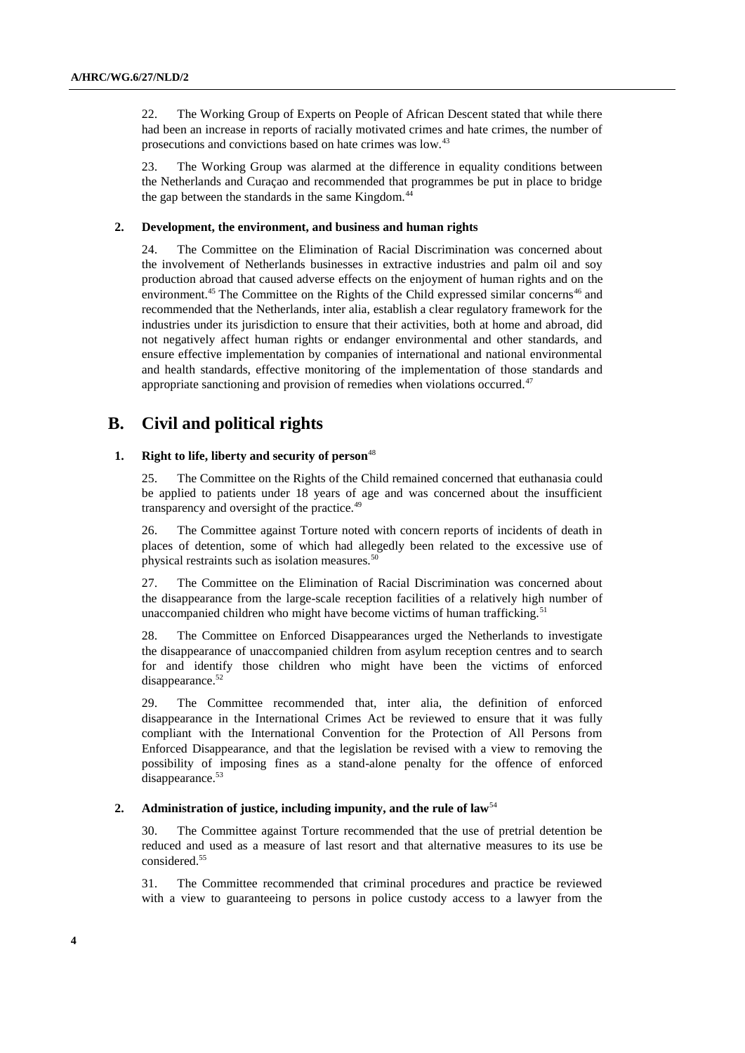22. The Working Group of Experts on People of African Descent stated that while there had been an increase in reports of racially motivated crimes and hate crimes, the number of prosecutions and convictions based on hate crimes was low.[43]

23. The Working Group was alarmed at the difference in equality conditions between the Netherlands and Curaçao and recommended that programmes be put in place to bridge the gap between the standards in the same Kingdom.[44]

### 2. Development, the environment, and business and human rights

24. The Committee on the Elimination of Racial Discrimination was concerned about the involvement of Netherlands businesses in extractive industries and palm oil and soy production abroad that caused adverse effects on the enjoyment of human rights and on the environment.[45] The Committee on the Rights of the Child expressed similar concerns[46] and recommended that the Netherlands, inter alia, establish a clear regulatory framework for the industries under its jurisdiction to ensure that their activities, both at home and abroad, did not negatively affect human rights or endanger environmental and other standards, and ensure effective implementation by companies of international and national environmental and health standards, effective monitoring of the implementation of those standards and appropriate sanctioning and provision of remedies when violations occurred.[47]

## B. Civil and political rights

### 1. Right to life, liberty and security of person[48]

25. The Committee on the Rights of the Child remained concerned that euthanasia could be applied to patients under 18 years of age and was concerned about the insufficient transparency and oversight of the practice.[49]

26. The Committee against Torture noted with concern reports of incidents of death in places of detention, some of which had allegedly been related to the excessive use of physical restraints such as isolation measures.[50]

27. The Committee on the Elimination of Racial Discrimination was concerned about the disappearance from the large-scale reception facilities of a relatively high number of unaccompanied children who might have become victims of human trafficking.[51]

28. The Committee on Enforced Disappearances urged the Netherlands to investigate the disappearance of unaccompanied children from asylum reception centres and to search for and identify those children who might have been the victims of enforced disappearance.[52]

29. The Committee recommended that, inter alia, the definition of enforced disappearance in the International Crimes Act be reviewed to ensure that it was fully compliant with the International Convention for the Protection of All Persons from Enforced Disappearance, and that the legislation be revised with a view to removing the possibility of imposing fines as a stand-alone penalty for the offence of enforced disappearance.[53]

### 2. Administration of justice, including impunity, and the rule of law[54]

30. The Committee against Torture recommended that the use of pretrial detention be reduced and used as a measure of last resort and that alternative measures to its use be considered.[55]

31. The Committee recommended that criminal procedures and practice be reviewed with a view to guaranteeing to persons in police custody access to a lawyer from the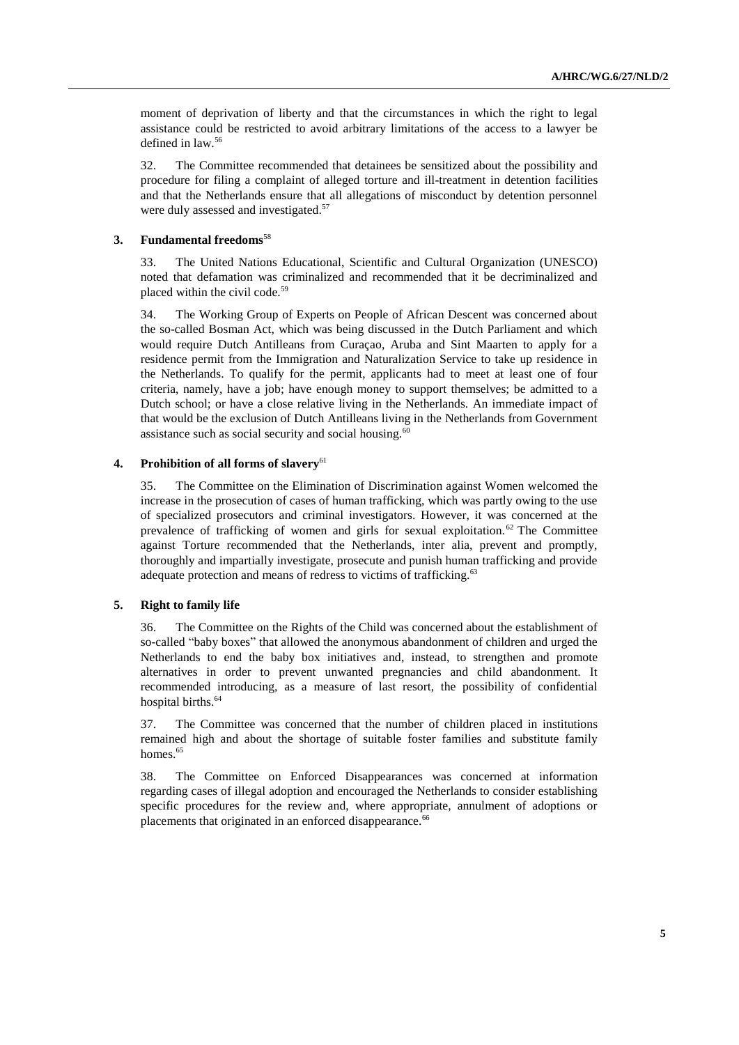moment of deprivation of liberty and that the circumstances in which the right to legal assistance could be restricted to avoid arbitrary limitations of the access to a lawyer be defined in law.[56]

32. The Committee recommended that detainees be sensitized about the possibility and procedure for filing a complaint of alleged torture and ill-treatment in detention facilities and that the Netherlands ensure that all allegations of misconduct by detention personnel were duly assessed and investigated.[57]

### 3. Fundamental freedoms[58]

33. The United Nations Educational, Scientific and Cultural Organization (UNESCO) noted that defamation was criminalized and recommended that it be decriminalized and placed within the civil code.[59]

34. The Working Group of Experts on People of African Descent was concerned about the so-called Bosman Act, which was being discussed in the Dutch Parliament and which would require Dutch Antilleans from Curaçao, Aruba and Sint Maarten to apply for a residence permit from the Immigration and Naturalization Service to take up residence in the Netherlands. To qualify for the permit, applicants had to meet at least one of four criteria, namely, have a job; have enough money to support themselves; be admitted to a Dutch school; or have a close relative living in the Netherlands. An immediate impact of that would be the exclusion of Dutch Antilleans living in the Netherlands from Government assistance such as social security and social housing.[60]

### 4. Prohibition of all forms of slavery[61]

35. The Committee on the Elimination of Discrimination against Women welcomed the increase in the prosecution of cases of human trafficking, which was partly owing to the use of specialized prosecutors and criminal investigators. However, it was concerned at the prevalence of trafficking of women and girls for sexual exploitation.[62] The Committee against Torture recommended that the Netherlands, inter alia, prevent and promptly, thoroughly and impartially investigate, prosecute and punish human trafficking and provide adequate protection and means of redress to victims of trafficking.[63]

### 5. Right to family life

36. The Committee on the Rights of the Child was concerned about the establishment of so-called "baby boxes" that allowed the anonymous abandonment of children and urged the Netherlands to end the baby box initiatives and, instead, to strengthen and promote alternatives in order to prevent unwanted pregnancies and child abandonment. It recommended introducing, as a measure of last resort, the possibility of confidential hospital births.[64]

37. The Committee was concerned that the number of children placed in institutions remained high and about the shortage of suitable foster families and substitute family homes.[65]

38. The Committee on Enforced Disappearances was concerned at information regarding cases of illegal adoption and encouraged the Netherlands to consider establishing specific procedures for the review and, where appropriate, annulment of adoptions or placements that originated in an enforced disappearance.[66]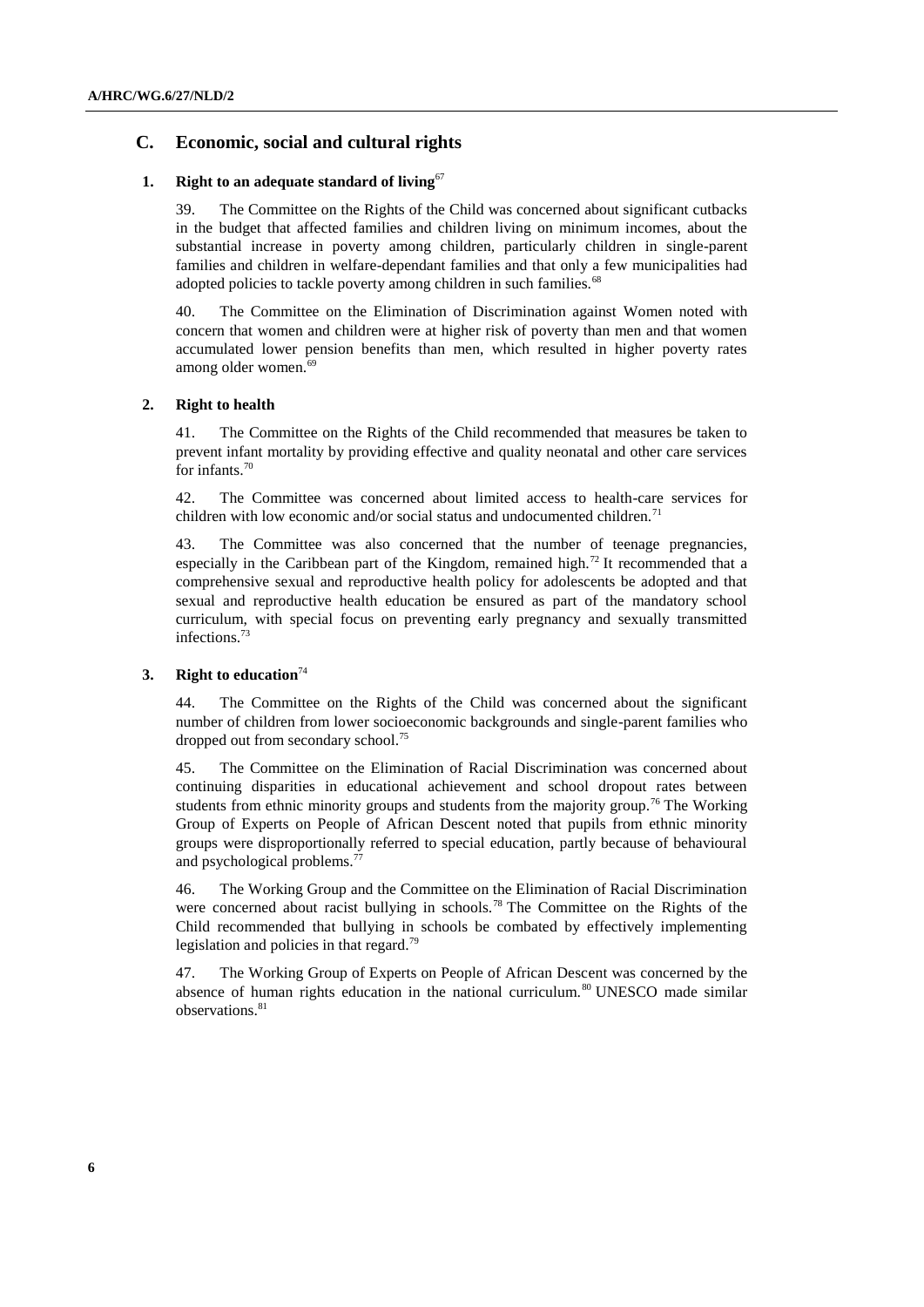## C. Economic, social and cultural rights

### 1. Right to an adequate standard of living[67]

39. The Committee on the Rights of the Child was concerned about significant cutbacks in the budget that affected families and children living on minimum incomes, about the substantial increase in poverty among children, particularly children in single-parent families and children in welfare-dependant families and that only a few municipalities had adopted policies to tackle poverty among children in such families.[68]

40. The Committee on the Elimination of Discrimination against Women noted with concern that women and children were at higher risk of poverty than men and that women accumulated lower pension benefits than men, which resulted in higher poverty rates among older women.[69]

### 2. Right to health

41. The Committee on the Rights of the Child recommended that measures be taken to prevent infant mortality by providing effective and quality neonatal and other care services for infants.[70]

42. The Committee was concerned about limited access to health-care services for children with low economic and/or social status and undocumented children.[71]

43. The Committee was also concerned that the number of teenage pregnancies, especially in the Caribbean part of the Kingdom, remained high.[72] It recommended that a comprehensive sexual and reproductive health policy for adolescents be adopted and that sexual and reproductive health education be ensured as part of the mandatory school curriculum, with special focus on preventing early pregnancy and sexually transmitted infections.[73]

### 3. Right to education[74]

44. The Committee on the Rights of the Child was concerned about the significant number of children from lower socioeconomic backgrounds and single-parent families who dropped out from secondary school.[75]

45. The Committee on the Elimination of Racial Discrimination was concerned about continuing disparities in educational achievement and school dropout rates between students from ethnic minority groups and students from the majority group.[76] The Working Group of Experts on People of African Descent noted that pupils from ethnic minority groups were disproportionally referred to special education, partly because of behavioural and psychological problems.[77]

46. The Working Group and the Committee on the Elimination of Racial Discrimination were concerned about racist bullying in schools.[78] The Committee on the Rights of the Child recommended that bullying in schools be combated by effectively implementing legislation and policies in that regard.[79]

47. The Working Group of Experts on People of African Descent was concerned by the absence of human rights education in the national curriculum.[80] UNESCO made similar observations.[81]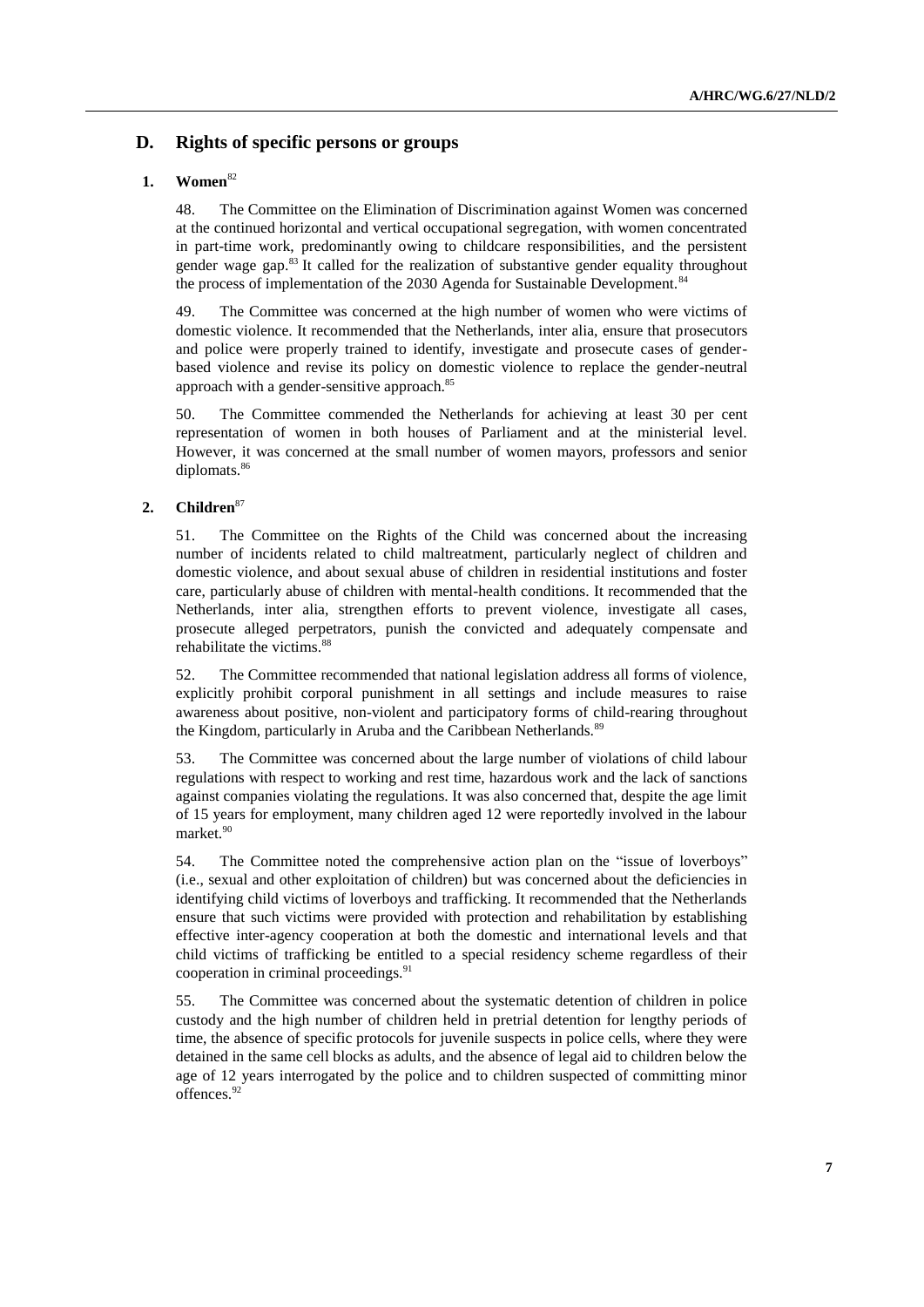## D. Rights of specific persons or groups

### 1. Women[82]

48. The Committee on the Elimination of Discrimination against Women was concerned at the continued horizontal and vertical occupational segregation, with women concentrated in part-time work, predominantly owing to childcare responsibilities, and the persistent gender wage gap.[83] It called for the realization of substantive gender equality throughout the process of implementation of the 2030 Agenda for Sustainable Development.[84]

49. The Committee was concerned at the high number of women who were victims of domestic violence. It recommended that the Netherlands, inter alia, ensure that prosecutors and police were properly trained to identify, investigate and prosecute cases of gender-based violence and revise its policy on domestic violence to replace the gender-neutral approach with a gender-sensitive approach.[85]

50. The Committee commended the Netherlands for achieving at least 30 per cent representation of women in both houses of Parliament and at the ministerial level. However, it was concerned at the small number of women mayors, professors and senior diplomats.[86]

### 2. Children[87]

51. The Committee on the Rights of the Child was concerned about the increasing number of incidents related to child maltreatment, particularly neglect of children and domestic violence, and about sexual abuse of children in residential institutions and foster care, particularly abuse of children with mental-health conditions. It recommended that the Netherlands, inter alia, strengthen efforts to prevent violence, investigate all cases, prosecute alleged perpetrators, punish the convicted and adequately compensate and rehabilitate the victims.[88]

52. The Committee recommended that national legislation address all forms of violence, explicitly prohibit corporal punishment in all settings and include measures to raise awareness about positive, non-violent and participatory forms of child-rearing throughout the Kingdom, particularly in Aruba and the Caribbean Netherlands.[89]

53. The Committee was concerned about the large number of violations of child labour regulations with respect to working and rest time, hazardous work and the lack of sanctions against companies violating the regulations. It was also concerned that, despite the age limit of 15 years for employment, many children aged 12 were reportedly involved in the labour market.[90]

54. The Committee noted the comprehensive action plan on the "issue of loverboys" (i.e., sexual and other exploitation of children) but was concerned about the deficiencies in identifying child victims of loverboys and trafficking. It recommended that the Netherlands ensure that such victims were provided with protection and rehabilitation by establishing effective inter-agency cooperation at both the domestic and international levels and that child victims of trafficking be entitled to a special residency scheme regardless of their cooperation in criminal proceedings.[91]

55. The Committee was concerned about the systematic detention of children in police custody and the high number of children held in pretrial detention for lengthy periods of time, the absence of specific protocols for juvenile suspects in police cells, where they were detained in the same cell blocks as adults, and the absence of legal aid to children below the age of 12 years interrogated by the police and to children suspected of committing minor offences.[92]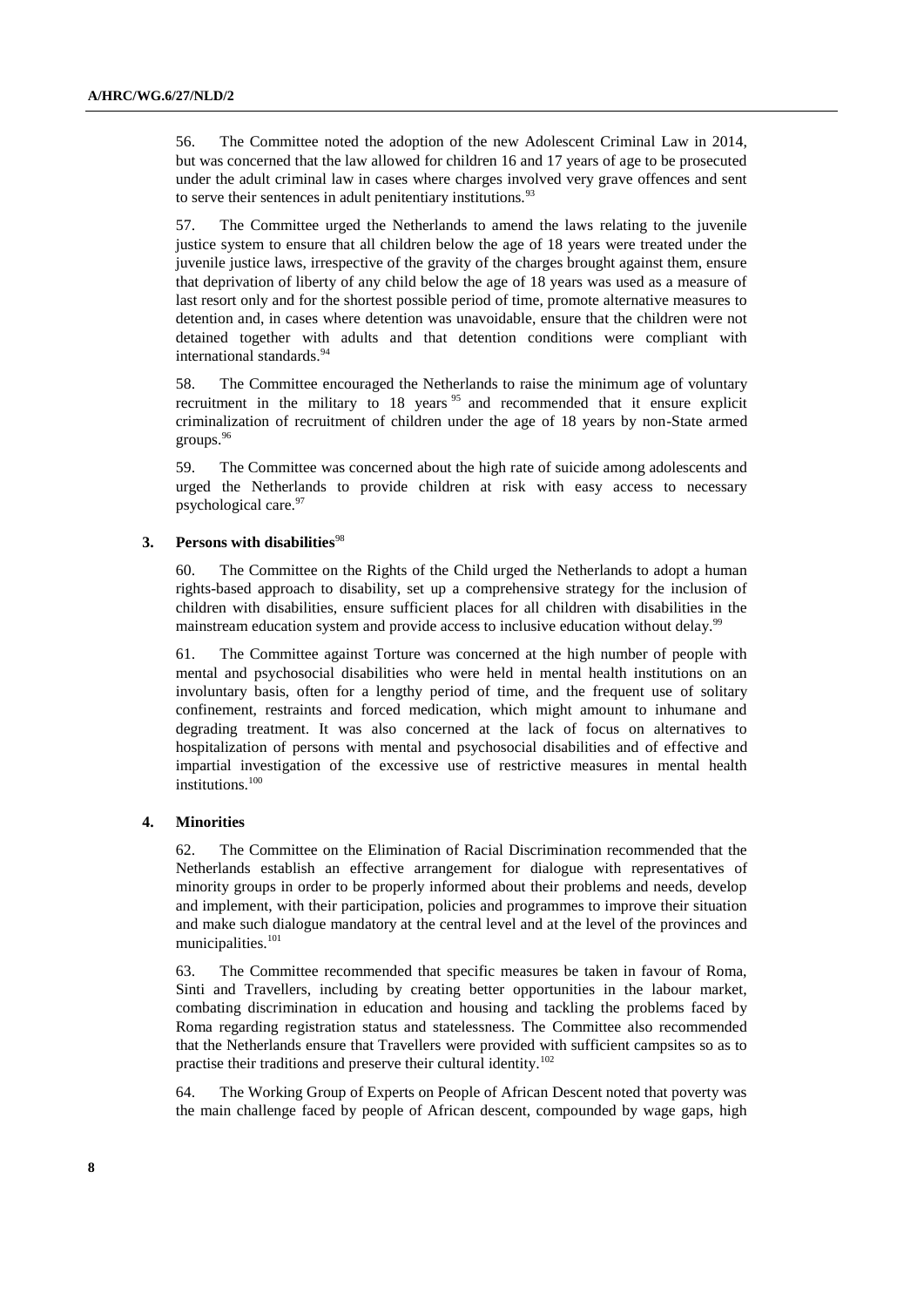56. The Committee noted the adoption of the new Adolescent Criminal Law in 2014, but was concerned that the law allowed for children 16 and 17 years of age to be prosecuted under the adult criminal law in cases where charges involved very grave offences and sent to serve their sentences in adult penitentiary institutions.[93]

57. The Committee urged the Netherlands to amend the laws relating to the juvenile justice system to ensure that all children below the age of 18 years were treated under the juvenile justice laws, irrespective of the gravity of the charges brought against them, ensure that deprivation of liberty of any child below the age of 18 years was used as a measure of last resort only and for the shortest possible period of time, promote alternative measures to detention and, in cases where detention was unavoidable, ensure that the children were not detained together with adults and that detention conditions were compliant with international standards.[94]

58. The Committee encouraged the Netherlands to raise the minimum age of voluntary recruitment in the military to 18 years[95] and recommended that it ensure explicit criminalization of recruitment of children under the age of 18 years by non-State armed groups.[96]

59. The Committee was concerned about the high rate of suicide among adolescents and urged the Netherlands to provide children at risk with easy access to necessary psychological care.[97]

### 3. Persons with disabilities[98]

60. The Committee on the Rights of the Child urged the Netherlands to adopt a human rights-based approach to disability, set up a comprehensive strategy for the inclusion of children with disabilities, ensure sufficient places for all children with disabilities in the mainstream education system and provide access to inclusive education without delay.[99]

61. The Committee against Torture was concerned at the high number of people with mental and psychosocial disabilities who were held in mental health institutions on an involuntary basis, often for a lengthy period of time, and the frequent use of solitary confinement, restraints and forced medication, which might amount to inhumane and degrading treatment. It was also concerned at the lack of focus on alternatives to hospitalization of persons with mental and psychosocial disabilities and of effective and impartial investigation of the excessive use of restrictive measures in mental health institutions.[100]

### 4. Minorities

62. The Committee on the Elimination of Racial Discrimination recommended that the Netherlands establish an effective arrangement for dialogue with representatives of minority groups in order to be properly informed about their problems and needs, develop and implement, with their participation, policies and programmes to improve their situation and make such dialogue mandatory at the central level and at the level of the provinces and municipalities.[101]

63. The Committee recommended that specific measures be taken in favour of Roma, Sinti and Travellers, including by creating better opportunities in the labour market, combating discrimination in education and housing and tackling the problems faced by Roma regarding registration status and statelessness. The Committee also recommended that the Netherlands ensure that Travellers were provided with sufficient campsites so as to practise their traditions and preserve their cultural identity.[102]

64. The Working Group of Experts on People of African Descent noted that poverty was the main challenge faced by people of African descent, compounded by wage gaps, high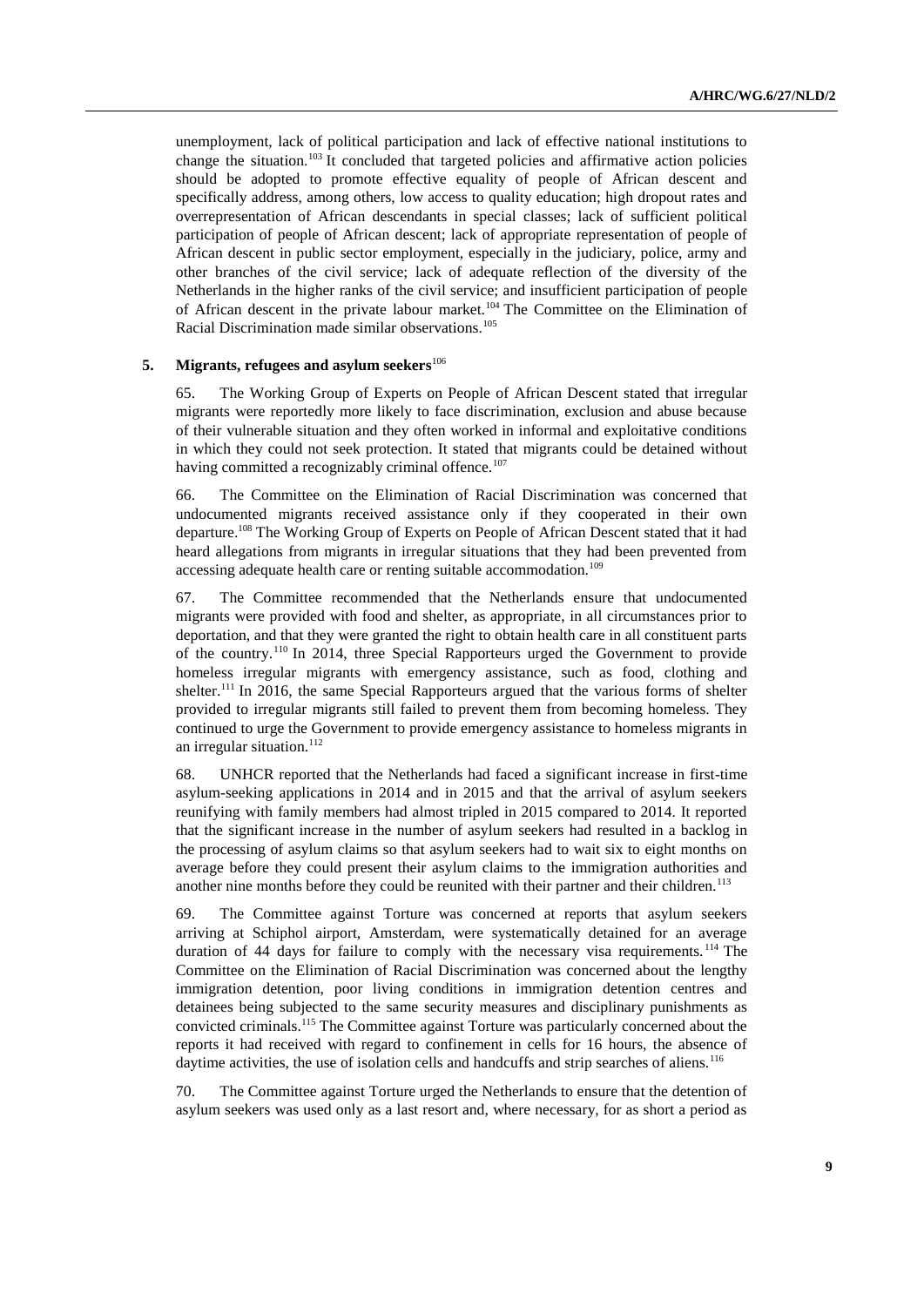unemployment, lack of political participation and lack of effective national institutions to change the situation.[103] It concluded that targeted policies and affirmative action policies should be adopted to promote effective equality of people of African descent and specifically address, among others, low access to quality education; high dropout rates and overrepresentation of African descendants in special classes; lack of sufficient political participation of people of African descent; lack of appropriate representation of people of African descent in public sector employment, especially in the judiciary, police, army and other branches of the civil service; lack of adequate reflection of the diversity of the Netherlands in the higher ranks of the civil service; and insufficient participation of people of African descent in the private labour market.[104] The Committee on the Elimination of Racial Discrimination made similar observations.[105]

### 5. Migrants, refugees and asylum seekers[106]

65. The Working Group of Experts on People of African Descent stated that irregular migrants were reportedly more likely to face discrimination, exclusion and abuse because of their vulnerable situation and they often worked in informal and exploitative conditions in which they could not seek protection. It stated that migrants could be detained without having committed a recognizably criminal offence.[107]

66. The Committee on the Elimination of Racial Discrimination was concerned that undocumented migrants received assistance only if they cooperated in their own departure.[108] The Working Group of Experts on People of African Descent stated that it had heard allegations from migrants in irregular situations that they had been prevented from accessing adequate health care or renting suitable accommodation.[109]

67. The Committee recommended that the Netherlands ensure that undocumented migrants were provided with food and shelter, as appropriate, in all circumstances prior to deportation, and that they were granted the right to obtain health care in all constituent parts of the country.[110] In 2014, three Special Rapporteurs urged the Government to provide homeless irregular migrants with emergency assistance, such as food, clothing and shelter.[111] In 2016, the same Special Rapporteurs argued that the various forms of shelter provided to irregular migrants still failed to prevent them from becoming homeless. They continued to urge the Government to provide emergency assistance to homeless migrants in an irregular situation.[112]

68. UNHCR reported that the Netherlands had faced a significant increase in first-time asylum-seeking applications in 2014 and in 2015 and that the arrival of asylum seekers reunifying with family members had almost tripled in 2015 compared to 2014. It reported that the significant increase in the number of asylum seekers had resulted in a backlog in the processing of asylum claims so that asylum seekers had to wait six to eight months on average before they could present their asylum claims to the immigration authorities and another nine months before they could be reunited with their partner and their children.[113]

69. The Committee against Torture was concerned at reports that asylum seekers arriving at Schiphol airport, Amsterdam, were systematically detained for an average duration of 44 days for failure to comply with the necessary visa requirements.[114] The Committee on the Elimination of Racial Discrimination was concerned about the lengthy immigration detention, poor living conditions in immigration detention centres and detainees being subjected to the same security measures and disciplinary punishments as convicted criminals.[115] The Committee against Torture was particularly concerned about the reports it had received with regard to confinement in cells for 16 hours, the absence of daytime activities, the use of isolation cells and handcuffs and strip searches of aliens.[116]

70. The Committee against Torture urged the Netherlands to ensure that the detention of asylum seekers was used only as a last resort and, where necessary, for as short a period as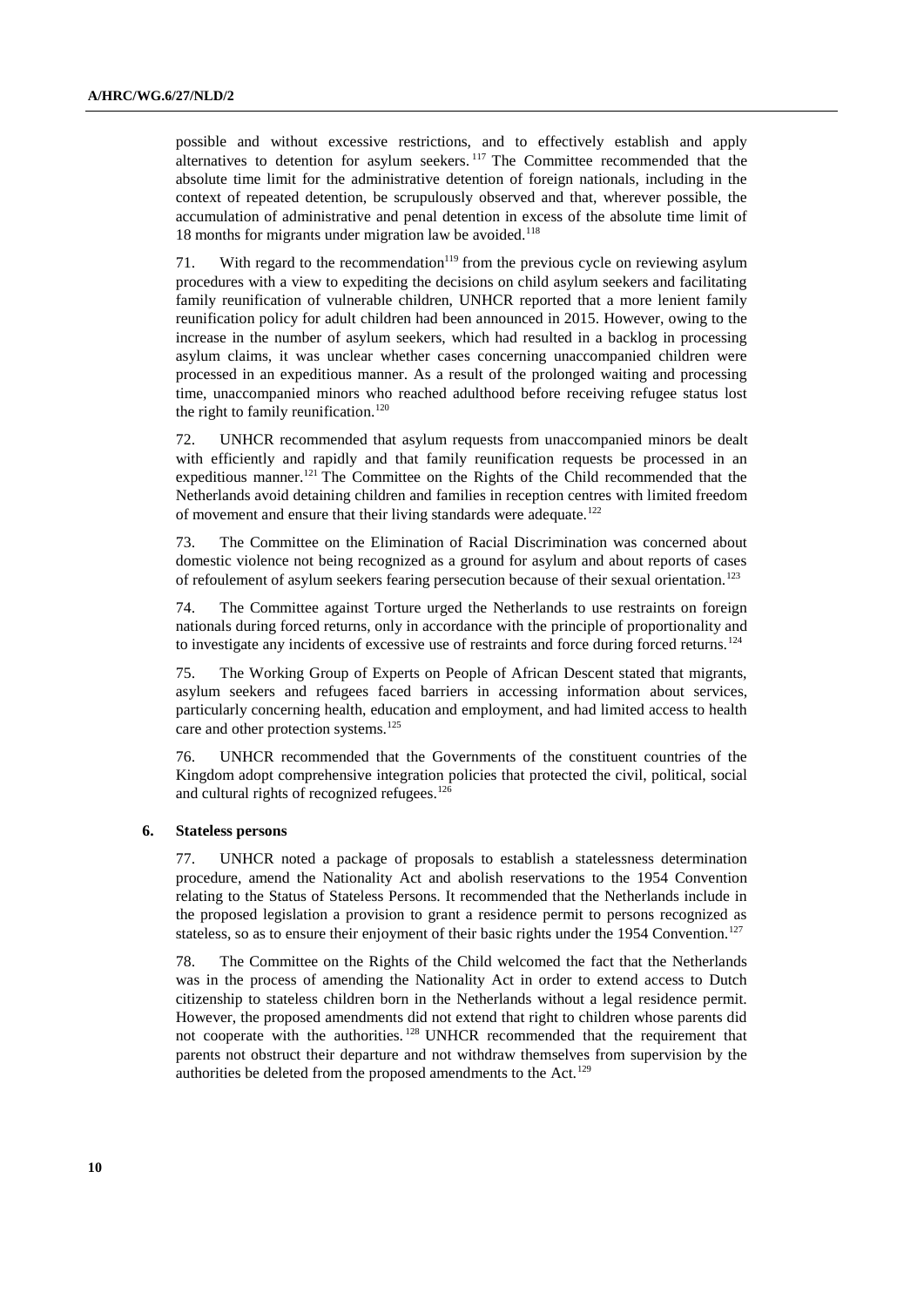possible and without excessive restrictions, and to effectively establish and apply alternatives to detention for asylum seekers.[117] The Committee recommended that the absolute time limit for the administrative detention of foreign nationals, including in the context of repeated detention, be scrupulously observed and that, wherever possible, the accumulation of administrative and penal detention in excess of the absolute time limit of 18 months for migrants under migration law be avoided.[118]

71. With regard to the recommendation[119] from the previous cycle on reviewing asylum procedures with a view to expediting the decisions on child asylum seekers and facilitating family reunification of vulnerable children, UNHCR reported that a more lenient family reunification policy for adult children had been announced in 2015. However, owing to the increase in the number of asylum seekers, which had resulted in a backlog in processing asylum claims, it was unclear whether cases concerning unaccompanied children were processed in an expeditious manner. As a result of the prolonged waiting and processing time, unaccompanied minors who reached adulthood before receiving refugee status lost the right to family reunification.[120]

72. UNHCR recommended that asylum requests from unaccompanied minors be dealt with efficiently and rapidly and that family reunification requests be processed in an expeditious manner.[121] The Committee on the Rights of the Child recommended that the Netherlands avoid detaining children and families in reception centres with limited freedom of movement and ensure that their living standards were adequate.[122]

73. The Committee on the Elimination of Racial Discrimination was concerned about domestic violence not being recognized as a ground for asylum and about reports of cases of refoulement of asylum seekers fearing persecution because of their sexual orientation.[123]

74. The Committee against Torture urged the Netherlands to use restraints on foreign nationals during forced returns, only in accordance with the principle of proportionality and to investigate any incidents of excessive use of restraints and force during forced returns.[124]

75. The Working Group of Experts on People of African Descent stated that migrants, asylum seekers and refugees faced barriers in accessing information about services, particularly concerning health, education and employment, and had limited access to health care and other protection systems.[125]

76. UNHCR recommended that the Governments of the constituent countries of the Kingdom adopt comprehensive integration policies that protected the civil, political, social and cultural rights of recognized refugees.[126]

### 6. Stateless persons

77. UNHCR noted a package of proposals to establish a statelessness determination procedure, amend the Nationality Act and abolish reservations to the 1954 Convention relating to the Status of Stateless Persons. It recommended that the Netherlands include in the proposed legislation a provision to grant a residence permit to persons recognized as stateless, so as to ensure their enjoyment of their basic rights under the 1954 Convention.[127]

78. The Committee on the Rights of the Child welcomed the fact that the Netherlands was in the process of amending the Nationality Act in order to extend access to Dutch citizenship to stateless children born in the Netherlands without a legal residence permit. However, the proposed amendments did not extend that right to children whose parents did not cooperate with the authorities.[128] UNHCR recommended that the requirement that parents not obstruct their departure and not withdraw themselves from supervision by the authorities be deleted from the proposed amendments to the Act.[129]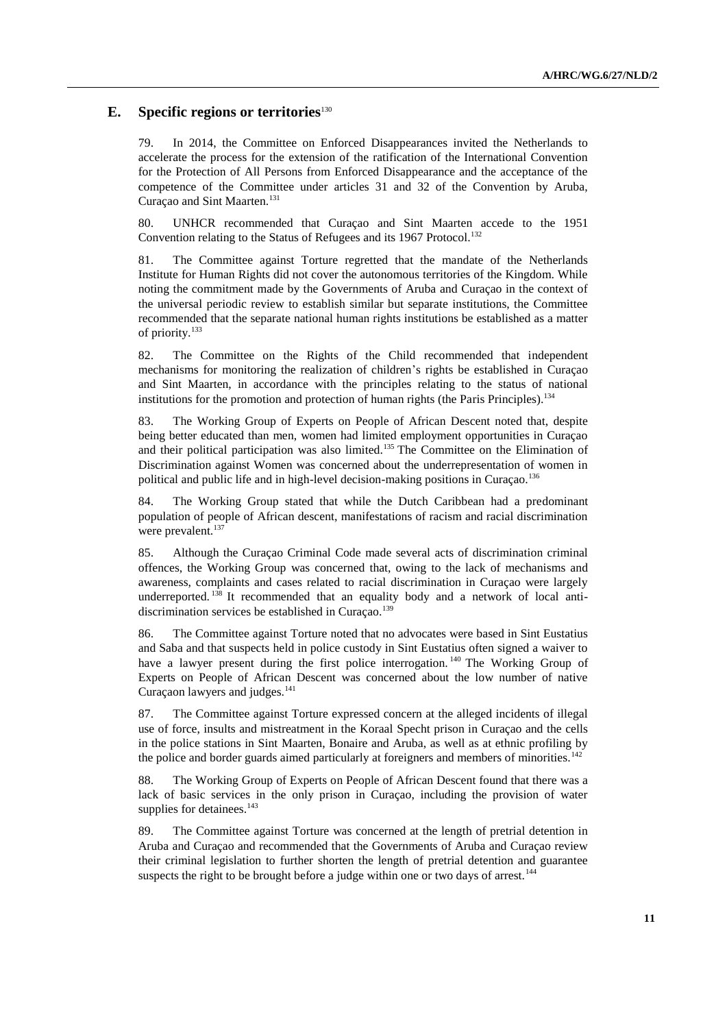## E. Specific regions or territories[130]

79. In 2014, the Committee on Enforced Disappearances invited the Netherlands to accelerate the process for the extension of the ratification of the International Convention for the Protection of All Persons from Enforced Disappearance and the acceptance of the competence of the Committee under articles 31 and 32 of the Convention by Aruba, Curaçao and Sint Maarten.[131]

80. UNHCR recommended that Curaçao and Sint Maarten accede to the 1951 Convention relating to the Status of Refugees and its 1967 Protocol.[132]

81. The Committee against Torture regretted that the mandate of the Netherlands Institute for Human Rights did not cover the autonomous territories of the Kingdom. While noting the commitment made by the Governments of Aruba and Curaçao in the context of the universal periodic review to establish similar but separate institutions, the Committee recommended that the separate national human rights institutions be established as a matter of priority.[133]

82. The Committee on the Rights of the Child recommended that independent mechanisms for monitoring the realization of children's rights be established in Curaçao and Sint Maarten, in accordance with the principles relating to the status of national institutions for the promotion and protection of human rights (the Paris Principles).[134]

83. The Working Group of Experts on People of African Descent noted that, despite being better educated than men, women had limited employment opportunities in Curaçao and their political participation was also limited.[135] The Committee on the Elimination of Discrimination against Women was concerned about the underrepresentation of women in political and public life and in high-level decision-making positions in Curaçao.[136]

84. The Working Group stated that while the Dutch Caribbean had a predominant population of people of African descent, manifestations of racism and racial discrimination were prevalent.[137]

85. Although the Curaçao Criminal Code made several acts of discrimination criminal offences, the Working Group was concerned that, owing to the lack of mechanisms and awareness, complaints and cases related to racial discrimination in Curaçao were largely underreported.[138] It recommended that an equality body and a network of local anti-discrimination services be established in Curaçao.[139]

86. The Committee against Torture noted that no advocates were based in Sint Eustatius and Saba and that suspects held in police custody in Sint Eustatius often signed a waiver to have a lawyer present during the first police interrogation.[140] The Working Group of Experts on People of African Descent was concerned about the low number of native Curaçaon lawyers and judges.[141]

87. The Committee against Torture expressed concern at the alleged incidents of illegal use of force, insults and mistreatment in the Koraal Specht prison in Curaçao and the cells in the police stations in Sint Maarten, Bonaire and Aruba, as well as at ethnic profiling by the police and border guards aimed particularly at foreigners and members of minorities.[142]

88. The Working Group of Experts on People of African Descent found that there was a lack of basic services in the only prison in Curaçao, including the provision of water supplies for detainees.[143]

89. The Committee against Torture was concerned at the length of pretrial detention in Aruba and Curaçao and recommended that the Governments of Aruba and Curaçao review their criminal legislation to further shorten the length of pretrial detention and guarantee suspects the right to be brought before a judge within one or two days of arrest.[144]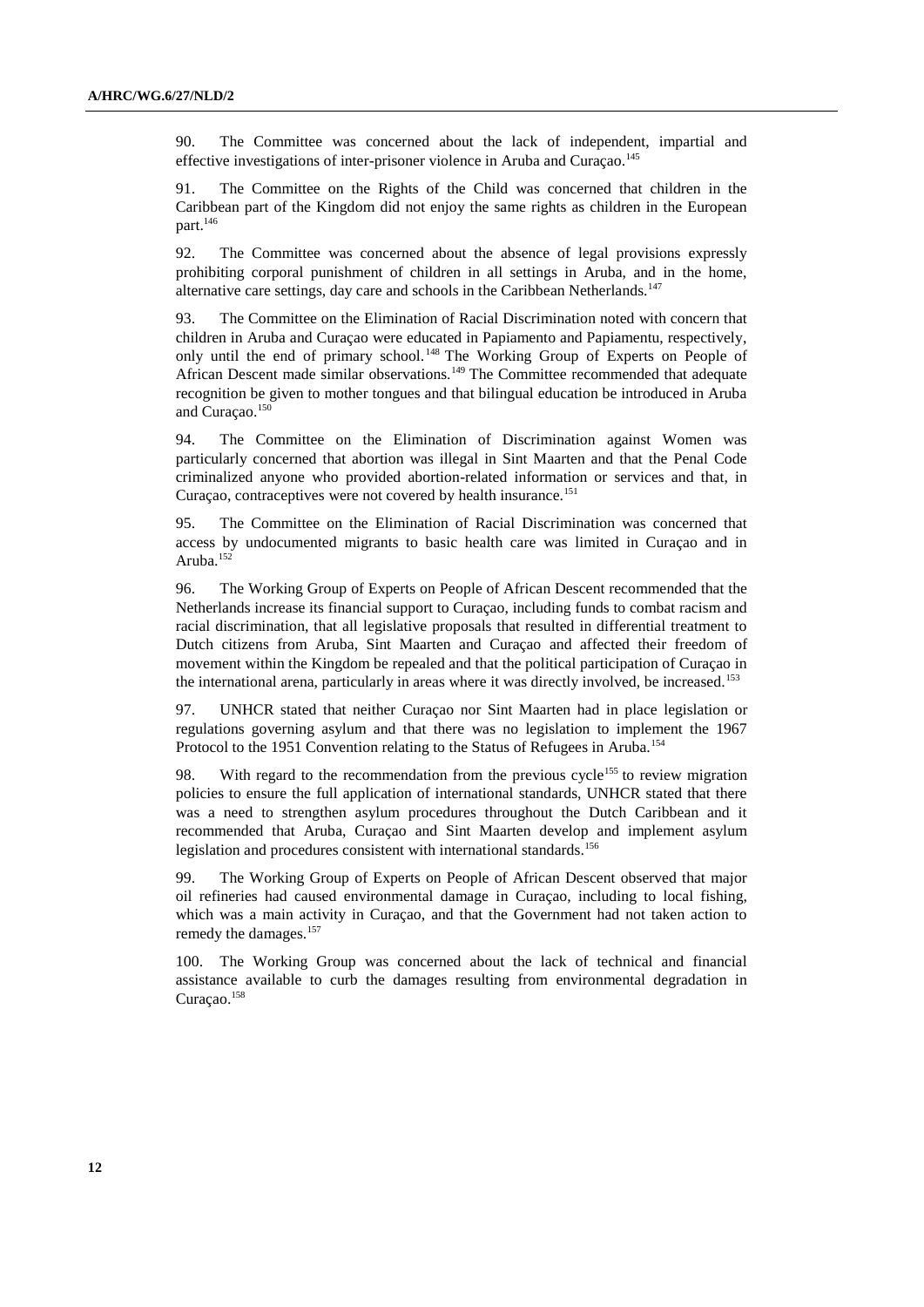90. The Committee was concerned about the lack of independent, impartial and effective investigations of inter-prisoner violence in Aruba and Curaçao.[145]

91. The Committee on the Rights of the Child was concerned that children in the Caribbean part of the Kingdom did not enjoy the same rights as children in the European part.[146]

92. The Committee was concerned about the absence of legal provisions expressly prohibiting corporal punishment of children in all settings in Aruba, and in the home, alternative care settings, day care and schools in the Caribbean Netherlands.[147]

93. The Committee on the Elimination of Racial Discrimination noted with concern that children in Aruba and Curaçao were educated in Papiamento and Papiamentu, respectively, only until the end of primary school.[148] The Working Group of Experts on People of African Descent made similar observations.[149] The Committee recommended that adequate recognition be given to mother tongues and that bilingual education be introduced in Aruba and Curaçao.[150]

94. The Committee on the Elimination of Discrimination against Women was particularly concerned that abortion was illegal in Sint Maarten and that the Penal Code criminalized anyone who provided abortion-related information or services and that, in Curaçao, contraceptives were not covered by health insurance.[151]

95. The Committee on the Elimination of Racial Discrimination was concerned that access by undocumented migrants to basic health care was limited in Curaçao and in Aruba.[152]

96. The Working Group of Experts on People of African Descent recommended that the Netherlands increase its financial support to Curaçao, including funds to combat racism and racial discrimination, that all legislative proposals that resulted in differential treatment to Dutch citizens from Aruba, Sint Maarten and Curaçao and affected their freedom of movement within the Kingdom be repealed and that the political participation of Curaçao in the international arena, particularly in areas where it was directly involved, be increased.[153]

97. UNHCR stated that neither Curaçao nor Sint Maarten had in place legislation or regulations governing asylum and that there was no legislation to implement the 1967 Protocol to the 1951 Convention relating to the Status of Refugees in Aruba.[154]

98. With regard to the recommendation from the previous cycle[155] to review migration policies to ensure the full application of international standards, UNHCR stated that there was a need to strengthen asylum procedures throughout the Dutch Caribbean and it recommended that Aruba, Curaçao and Sint Maarten develop and implement asylum legislation and procedures consistent with international standards.[156]

99. The Working Group of Experts on People of African Descent observed that major oil refineries had caused environmental damage in Curaçao, including to local fishing, which was a main activity in Curaçao, and that the Government had not taken action to remedy the damages.[157]

100. The Working Group was concerned about the lack of technical and financial assistance available to curb the damages resulting from environmental degradation in Curaçao.[158]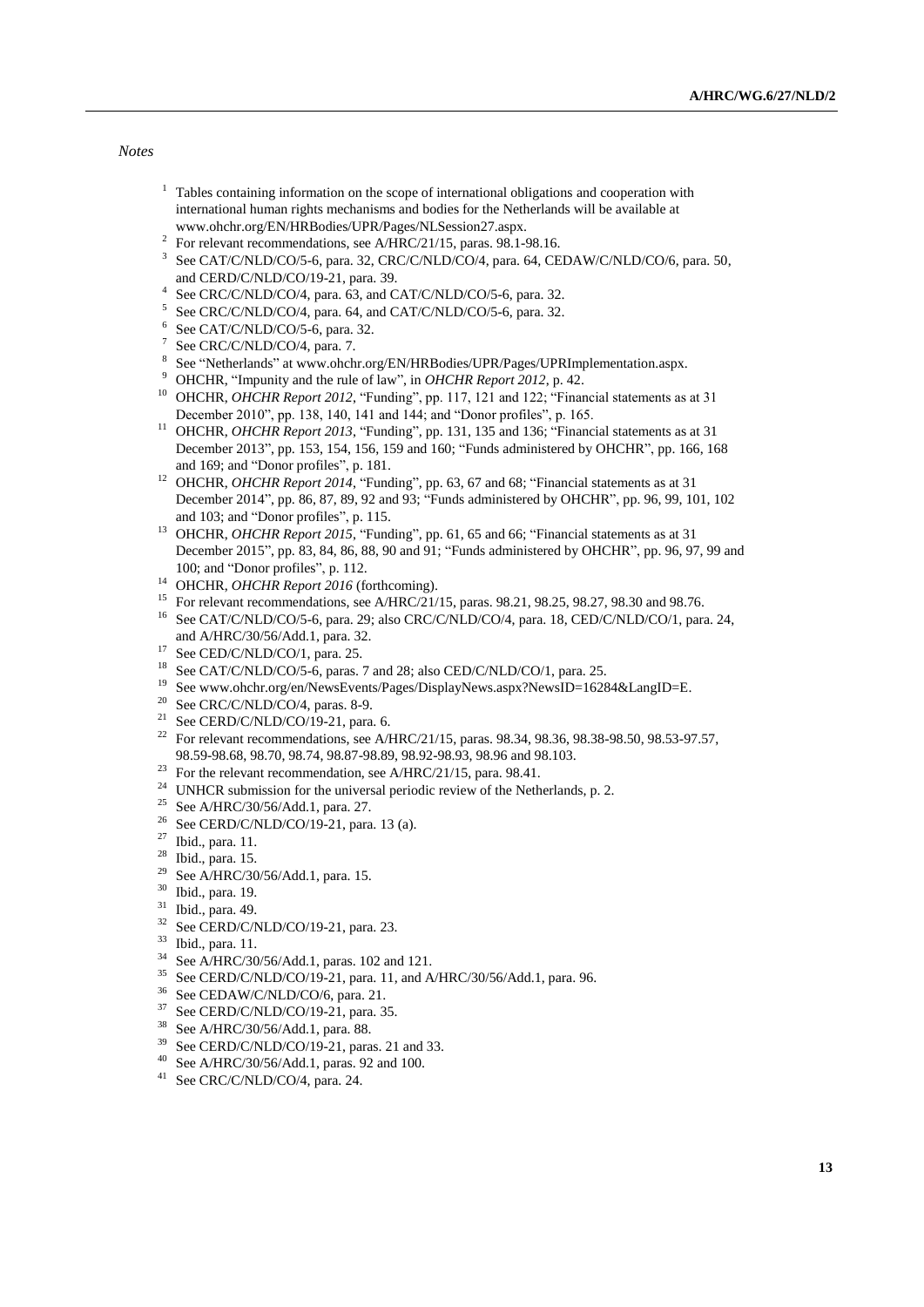*Notes*

1. Tables containing information on the scope of international obligations and cooperation with international human rights mechanisms and bodies for the Netherlands will be available at www.ohchr.org/EN/HRBodies/UPR/Pages/NLSession27.aspx.
2. For relevant recommendations, see A/HRC/21/15, paras. 98.1-98.16.
3. See CAT/C/NLD/CO/5-6, para. 32, CRC/C/NLD/CO/4, para. 64, CEDAW/C/NLD/CO/6, para. 50, and CERD/C/NLD/CO/19-21, para. 39.
4. See CRC/C/NLD/CO/4, para. 63, and CAT/C/NLD/CO/5-6, para. 32.
5. See CRC/C/NLD/CO/4, para. 64, and CAT/C/NLD/CO/5-6, para. 32.
6. See CAT/C/NLD/CO/5-6, para. 32.
7. See CRC/C/NLD/CO/4, para. 7.
8. See "Netherlands" at www.ohchr.org/EN/HRBodies/UPR/Pages/UPRImplementation.aspx.
9. OHCHR, "Impunity and the rule of law", in *OHCHR Report 2012*, p. 42.
10. OHCHR, *OHCHR Report 2012*, "Funding", pp. 117, 121 and 122; "Financial statements as at 31 December 2010", pp. 138, 140, 141 and 144; and "Donor profiles", p. 165.
11. OHCHR, *OHCHR Report 2013*, "Funding", pp. 131, 135 and 136; "Financial statements as at 31 December 2013", pp. 153, 154, 156, 159 and 160; "Funds administered by OHCHR", pp. 166, 168 and 169; and "Donor profiles", p. 181.
12. OHCHR, *OHCHR Report 2014*, "Funding", pp. 63, 67 and 68; "Financial statements as at 31 December 2014", pp. 86, 87, 89, 92 and 93; "Funds administered by OHCHR", pp. 96, 99, 101, 102 and 103; and "Donor profiles", p. 115.
13. OHCHR, *OHCHR Report 2015*, "Funding", pp. 61, 65 and 66; "Financial statements as at 31 December 2015", pp. 83, 84, 86, 88, 90 and 91; "Funds administered by OHCHR", pp. 96, 97, 99 and 100; and "Donor profiles", p. 112.
14. OHCHR, *OHCHR Report 2016* (forthcoming).
15. For relevant recommendations, see A/HRC/21/15, paras. 98.21, 98.25, 98.27, 98.30 and 98.76.
16. See CAT/C/NLD/CO/5-6, para. 29; also CRC/C/NLD/CO/4, para. 18, CED/C/NLD/CO/1, para. 24, and A/HRC/30/56/Add.1, para. 32.
17. See CED/C/NLD/CO/1, para. 25.
18. See CAT/C/NLD/CO/5-6, paras. 7 and 28; also CED/C/NLD/CO/1, para. 25.
19. See www.ohchr.org/en/NewsEvents/Pages/DisplayNews.aspx?NewsID=16284&LangID=E.
20. See CRC/C/NLD/CO/4, paras. 8-9.
21. See CERD/C/NLD/CO/19-21, para. 6.
22. For relevant recommendations, see A/HRC/21/15, paras. 98.34, 98.36, 98.38-98.50, 98.53-97.57, 98.59-98.68, 98.70, 98.74, 98.87-98.89, 98.92-98.93, 98.96 and 98.103.
23. For the relevant recommendation, see A/HRC/21/15, para. 98.41.
24. UNHCR submission for the universal periodic review of the Netherlands, p. 2.
25. See A/HRC/30/56/Add.1, para. 27.
26. See CERD/C/NLD/CO/19-21, para. 13 (a).
27. Ibid., para. 11.
28. Ibid., para. 15.
29. See A/HRC/30/56/Add.1, para. 15.
30. Ibid., para. 19.
31. Ibid., para. 49.
32. See CERD/C/NLD/CO/19-21, para. 23.
33. Ibid., para. 11.
34. See A/HRC/30/56/Add.1, paras. 102 and 121.
35. See CERD/C/NLD/CO/19-21, para. 11, and A/HRC/30/56/Add.1, para. 96.
36. See CEDAW/C/NLD/CO/6, para. 21.
37. See CERD/C/NLD/CO/19-21, para. 35.
38. See A/HRC/30/56/Add.1, para. 88.
39. See CERD/C/NLD/CO/19-21, paras. 21 and 33.
40. See A/HRC/30/56/Add.1, paras. 92 and 100.
41. See CRC/C/NLD/CO/4, para. 24.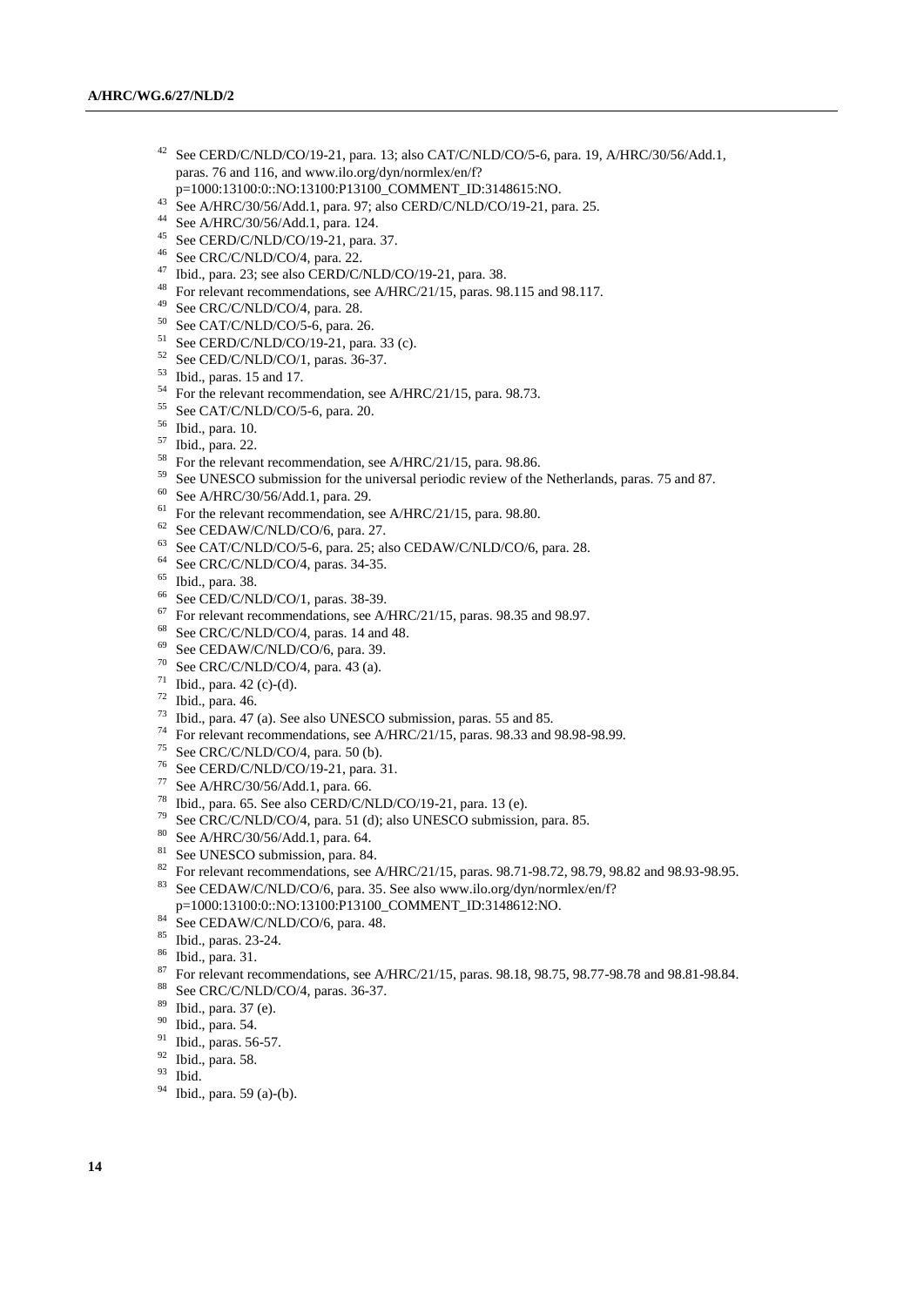[42] See CERD/C/NLD/CO/19-21, para. 13; also CAT/C/NLD/CO/5-6, para. 19, A/HRC/30/56/Add.1, paras. 76 and 116, and www.ilo.org/dyn/normlex/en/f?p=1000:13100:0::NO:13100:P13100_COMMENT_ID:3148615:NO.

[43] See A/HRC/30/56/Add.1, para. 97; also CERD/C/NLD/CO/19-21, para. 25.

[44] See A/HRC/30/56/Add.1, para. 124.

[45] See CERD/C/NLD/CO/19-21, para. 37.

[46] See CRC/C/NLD/CO/4, para. 22.

[47] Ibid., para. 23; see also CERD/C/NLD/CO/19-21, para. 38.

[48] For relevant recommendations, see A/HRC/21/15, paras. 98.115 and 98.117.

[49] See CRC/C/NLD/CO/4, para. 28.

[50] See CAT/C/NLD/CO/5-6, para. 26.

[51] See CERD/C/NLD/CO/19-21, para. 33 (c).

[52] See CED/C/NLD/CO/1, paras. 36-37.

[53] Ibid., paras. 15 and 17.

[54] For the relevant recommendation, see A/HRC/21/15, para. 98.73.

[55] See CAT/C/NLD/CO/5-6, para. 20.

[56] Ibid., para. 10.

[57] Ibid., para. 22.

[58] For the relevant recommendation, see A/HRC/21/15, para. 98.86.

[59] See UNESCO submission for the universal periodic review of the Netherlands, paras. 75 and 87.

[60] See A/HRC/30/56/Add.1, para. 29.

[61] For the relevant recommendation, see A/HRC/21/15, para. 98.80.

[62] See CEDAW/C/NLD/CO/6, para. 27.

[63] See CAT/C/NLD/CO/5-6, para. 25; also CEDAW/C/NLD/CO/6, para. 28.

[64] See CRC/C/NLD/CO/4, paras. 34-35.

[65] Ibid., para. 38.

[66] See CED/C/NLD/CO/1, paras. 38-39.

[67] For relevant recommendations, see A/HRC/21/15, paras. 98.35 and 98.97.

[68] See CRC/C/NLD/CO/4, paras. 14 and 48.

[69] See CEDAW/C/NLD/CO/6, para. 39.

[70] See CRC/C/NLD/CO/4, para. 43 (a).

[71] Ibid., para. 42 (c)-(d).

[72] Ibid., para. 46.

[73] Ibid., para. 47 (a). See also UNESCO submission, paras. 55 and 85.

[74] For relevant recommendations, see A/HRC/21/15, paras. 98.33 and 98.98-98.99.

[75] See CRC/C/NLD/CO/4, para. 50 (b).

[76] See CERD/C/NLD/CO/19-21, para. 31.

[77] See A/HRC/30/56/Add.1, para. 66.

[78] Ibid., para. 65. See also CERD/C/NLD/CO/19-21, para. 13 (e).

[79] See CRC/C/NLD/CO/4, para. 51 (d); also UNESCO submission, para. 85.

[80] See A/HRC/30/56/Add.1, para. 64.

[81] See UNESCO submission, para. 84.

[82] For relevant recommendations, see A/HRC/21/15, paras. 98.71-98.72, 98.79, 98.82 and 98.93-98.95.

[83] See CEDAW/C/NLD/CO/6, para. 35. See also www.ilo.org/dyn/normlex/en/f?p=1000:13100:0::NO:13100:P13100_COMMENT_ID:3148612:NO.

[84] See CEDAW/C/NLD/CO/6, para. 48.

[85] Ibid., paras. 23-24.

[86] Ibid., para. 31.

[87] For relevant recommendations, see A/HRC/21/15, paras. 98.18, 98.75, 98.77-98.78 and 98.81-98.84.

[88] See CRC/C/NLD/CO/4, paras. 36-37.

[89] Ibid., para. 37 (e).

[90] Ibid., para. 54.

[91] Ibid., paras. 56-57.

[92] Ibid., para. 58.

[93] Ibid.

[94] Ibid., para. 59 (a)-(b).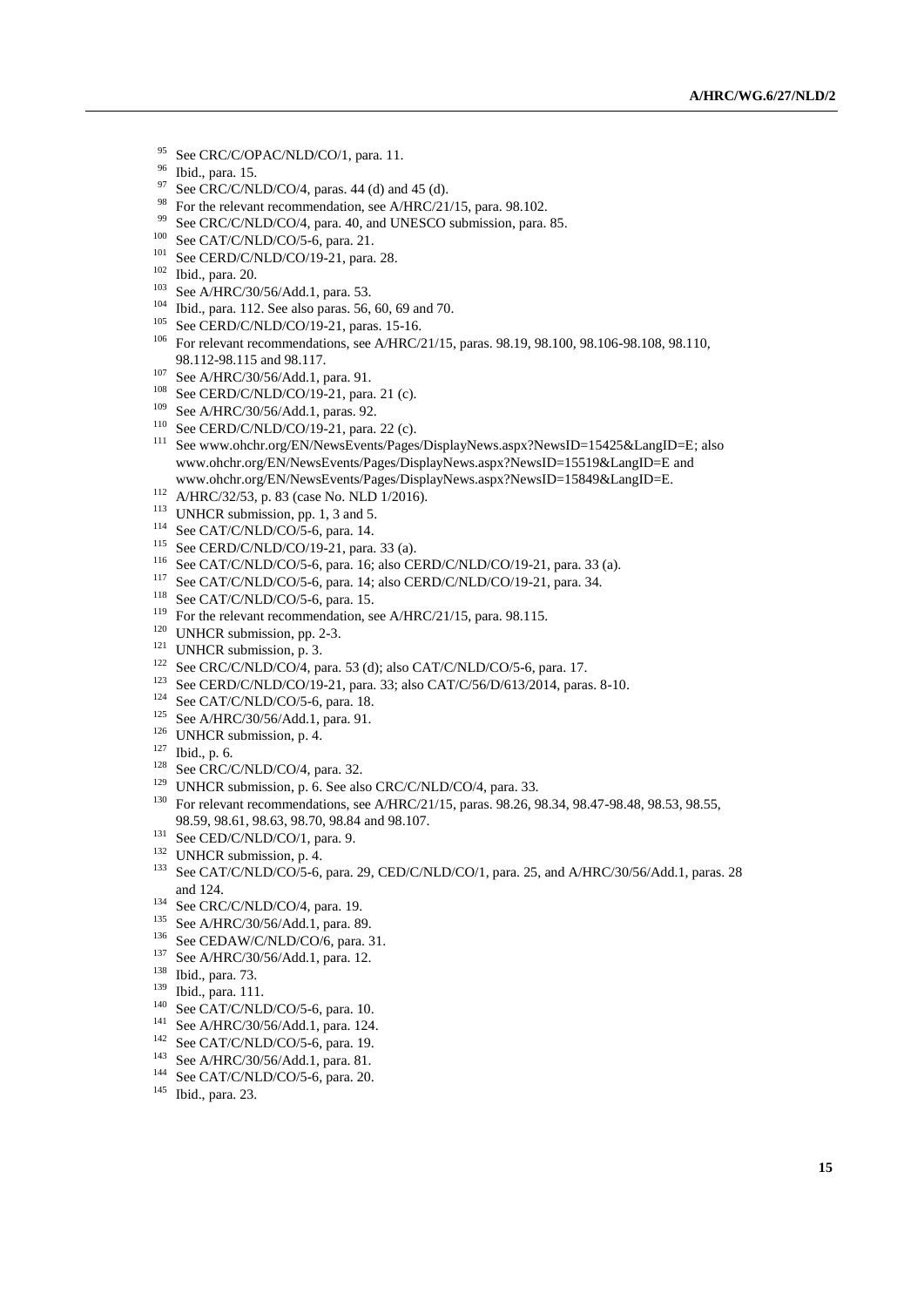[95] See CRC/C/OPAC/NLD/CO/1, para. 11.

[96] Ibid., para. 15.

[97] See CRC/C/NLD/CO/4, paras. 44 (d) and 45 (d).

[98] For the relevant recommendation, see A/HRC/21/15, para. 98.102.

[99] See CRC/C/NLD/CO/4, para. 40, and UNESCO submission, para. 85.

[100] See CAT/C/NLD/CO/5-6, para. 21.

[101] See CERD/C/NLD/CO/19-21, para. 28.

[102] Ibid., para. 20.

[103] See A/HRC/30/56/Add.1, para. 53.

[104] Ibid., para. 112. See also paras. 56, 60, 69 and 70.

[105] See CERD/C/NLD/CO/19-21, paras. 15-16.

[106] For relevant recommendations, see A/HRC/21/15, paras. 98.19, 98.100, 98.106-98.108, 98.110, 98.112-98.115 and 98.117.

[107] See A/HRC/30/56/Add.1, para. 91.

[108] See CERD/C/NLD/CO/19-21, para. 21 (c).

[109] See A/HRC/30/56/Add.1, paras. 92.

[110] See CERD/C/NLD/CO/19-21, para. 22 (c).

[111] See www.ohchr.org/EN/NewsEvents/Pages/DisplayNews.aspx?NewsID=15425&LangID=E; also www.ohchr.org/EN/NewsEvents/Pages/DisplayNews.aspx?NewsID=15519&LangID=E and www.ohchr.org/EN/NewsEvents/Pages/DisplayNews.aspx?NewsID=15849&LangID=E.

[112] A/HRC/32/53, p. 83 (case No. NLD 1/2016).

[113] UNHCR submission, pp. 1, 3 and 5.

[114] See CAT/C/NLD/CO/5-6, para. 14.

[115] See CERD/C/NLD/CO/19-21, para. 33 (a).

[116] See CAT/C/NLD/CO/5-6, para. 16; also CERD/C/NLD/CO/19-21, para. 33 (a).

[117] See CAT/C/NLD/CO/5-6, para. 14; also CERD/C/NLD/CO/19-21, para. 34.

[118] See CAT/C/NLD/CO/5-6, para. 15.

[119] For the relevant recommendation, see A/HRC/21/15, para. 98.115.

[120] UNHCR submission, pp. 2-3.

[121] UNHCR submission, p. 3.

[122] See CRC/C/NLD/CO/4, para. 53 (d); also CAT/C/NLD/CO/5-6, para. 17.

[123] See CERD/C/NLD/CO/19-21, para. 33; also CAT/C/56/D/613/2014, paras. 8-10.

[124] See CAT/C/NLD/CO/5-6, para. 18.

[125] See A/HRC/30/56/Add.1, para. 91.

[126] UNHCR submission, p. 4.

[127] Ibid., p. 6.

[128] See CRC/C/NLD/CO/4, para. 32.

[129] UNHCR submission, p. 6. See also CRC/C/NLD/CO/4, para. 33.

[130] For relevant recommendations, see A/HRC/21/15, paras. 98.26, 98.34, 98.47-98.48, 98.53, 98.55, 98.59, 98.61, 98.63, 98.70, 98.84 and 98.107.

[131] See CED/C/NLD/CO/1, para. 9.

[132] UNHCR submission, p. 4.

[133] See CAT/C/NLD/CO/5-6, para. 29, CED/C/NLD/CO/1, para. 25, and A/HRC/30/56/Add.1, paras. 28 and 124.

[134] See CRC/C/NLD/CO/4, para. 19.

[135] See A/HRC/30/56/Add.1, para. 89.

[136] See CEDAW/C/NLD/CO/6, para. 31.

[137] See A/HRC/30/56/Add.1, para. 12.

[138] Ibid., para. 73.

[139] Ibid., para. 111.

[140] See CAT/C/NLD/CO/5-6, para. 10.

[141] See A/HRC/30/56/Add.1, para. 124.

[142] See CAT/C/NLD/CO/5-6, para. 19.

[143] See A/HRC/30/56/Add.1, para. 81.

[144] See CAT/C/NLD/CO/5-6, para. 20.

[145] Ibid., para. 23.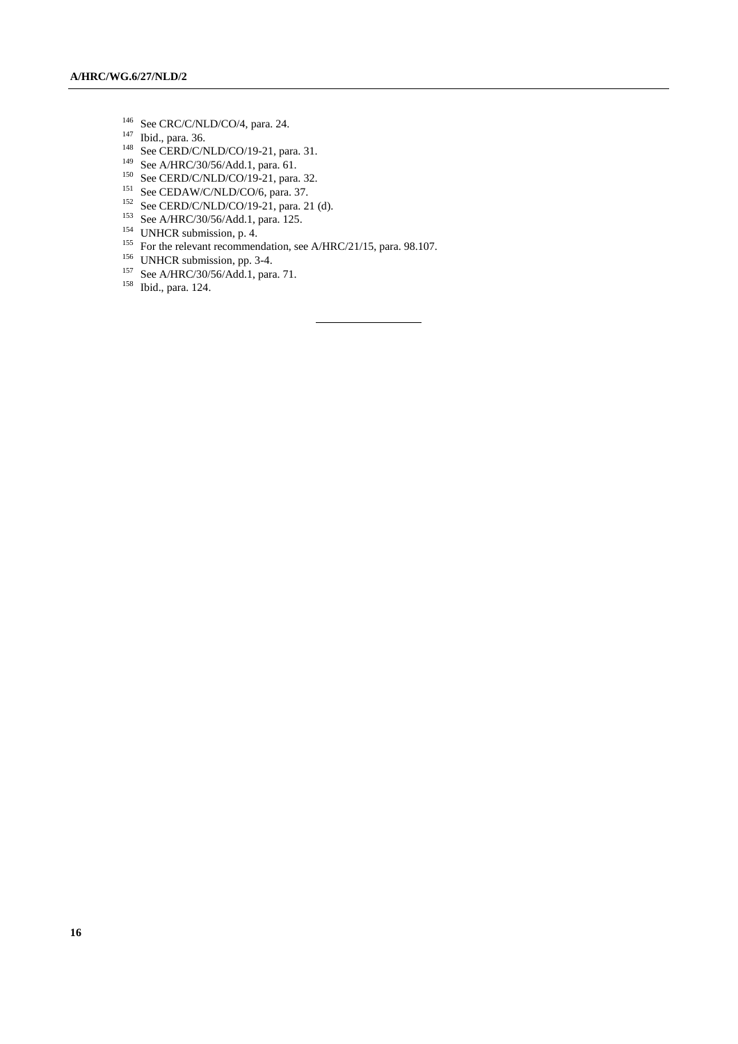[146] See CRC/C/NLD/CO/4, para. 24.
[147] Ibid., para. 36.
[148] See CERD/C/NLD/CO/19-21, para. 31.
[149] See A/HRC/30/56/Add.1, para. 61.
[150] See CERD/C/NLD/CO/19-21, para. 32.
[151] See CEDAW/C/NLD/CO/6, para. 37.
[152] See CERD/C/NLD/CO/19-21, para. 21 (d).
[153] See A/HRC/30/56/Add.1, para. 125.
[154] UNHCR submission, p. 4.
[155] For the relevant recommendation, see A/HRC/21/15, para. 98.107.
[156] UNHCR submission, pp. 3-4.
[157] See A/HRC/30/56/Add.1, para. 71.
[158] Ibid., para. 124.